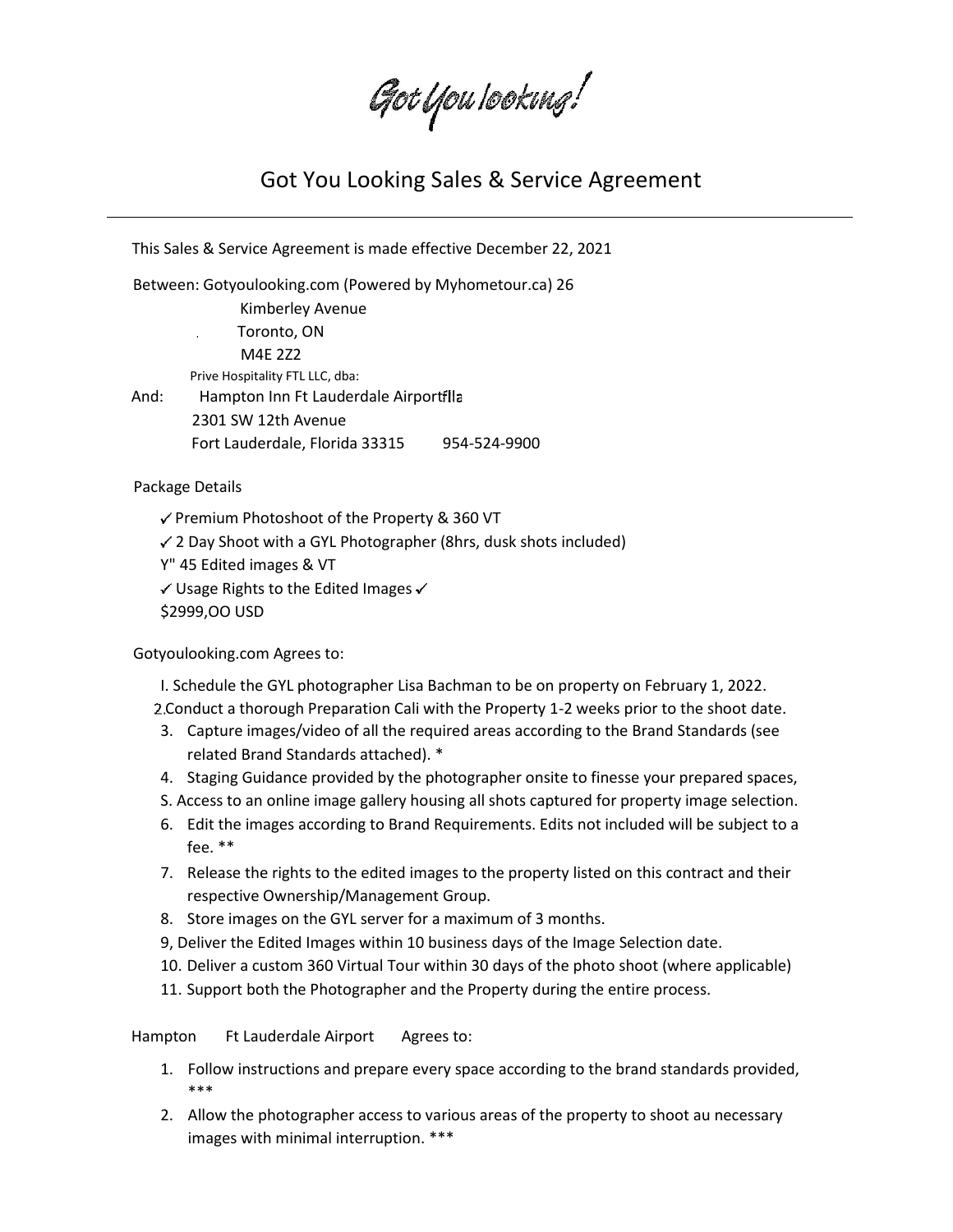Got You looking!

# Got You Looking Sales & Service Agreement

---

This Sales & Service Agreement is made effective December 22, 2021

Between: Gotyoulooking.com (Powered by Myhometour.ca) 26
Kimberley Avenue
Toronto, ON
M4E 2Z2

Prive Hospitality FTL LLC, dba:

And: Hampton Inn Ft Lauderdale Airportflla
2301 SW 12th Avenue
Fort Lauderdale, Florida 33315 954-524-9900

Package Details

✓ Premium Photoshoot of the Property & 360 VT
✓ 2 Day Shoot with a GYL Photographer (8hrs, dusk shots included)
Y" 45 Edited images & VT
✓ Usage Rights to the Edited Images ✓
$2999,OO USD

Gotyoulooking.com Agrees to:

I. Schedule the GYL photographer Lisa Bachman to be on property on February 1, 2022.
2. Conduct a thorough Preparation Cali with the Property 1-2 weeks prior to the shoot date.
3. Capture images/video of all the required areas according to the Brand Standards (see related Brand Standards attached). *
4. Staging Guidance provided by the photographer onsite to finesse your prepared spaces,
S. Access to an online image gallery housing all shots captured for property image selection.
6. Edit the images according to Brand Requirements. Edits not included will be subject to a fee. **
7. Release the rights to the edited images to the property listed on this contract and their respective Ownership/Management Group.
8. Store images on the GYL server for a maximum of 3 months.
9, Deliver the Edited Images within 10 business days of the Image Selection date.
10. Deliver a custom 360 Virtual Tour within 30 days of the photo shoot (where applicable)
11. Support both the Photographer and the Property during the entire process.

Hampton Ft Lauderdale Airport Agrees to:

1. Follow instructions and prepare every space according to the brand standards provided, ***
2. Allow the photographer access to various areas of the property to shoot au necessary images with minimal interruption. ***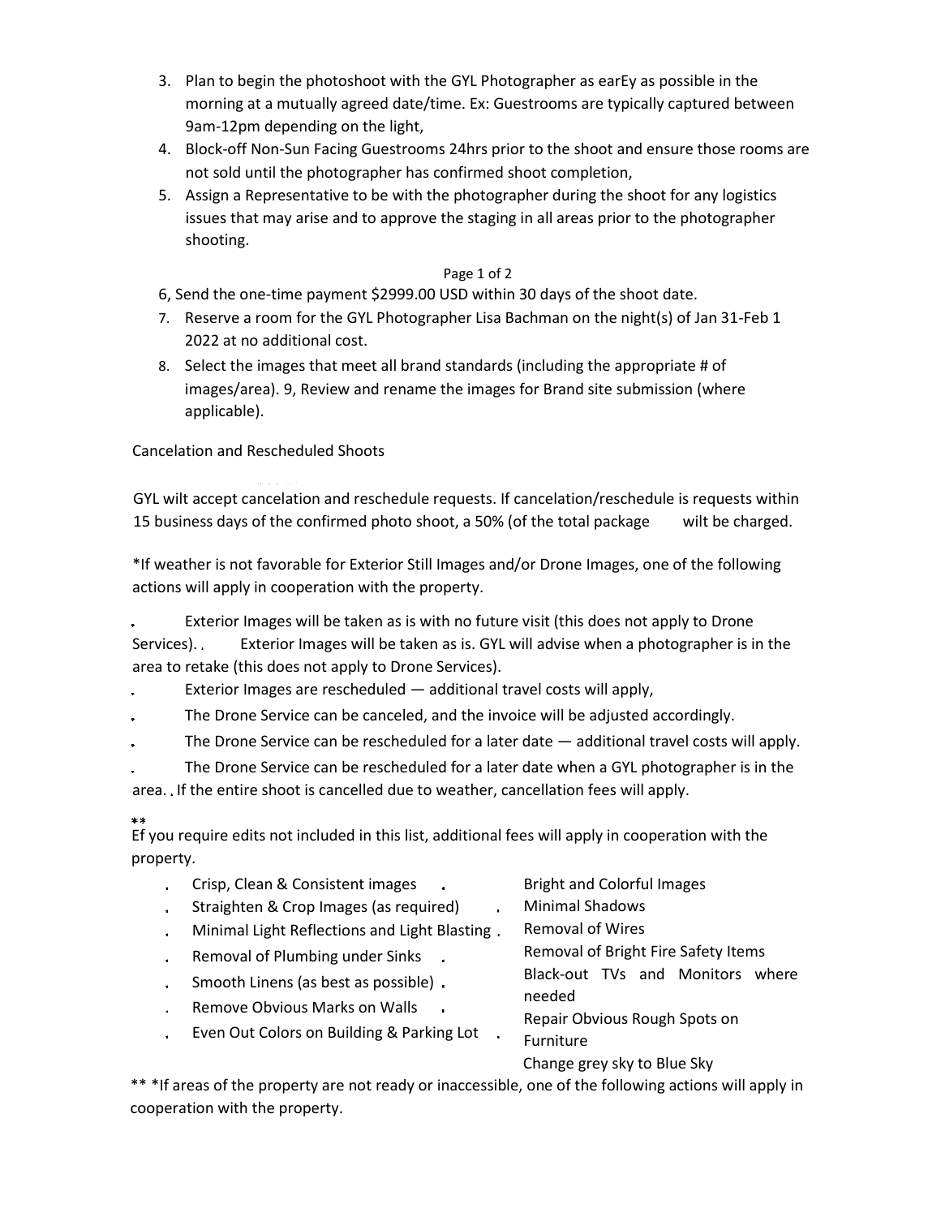3. Plan to begin the photoshoot with the GYL Photographer as earEy as possible in the morning at a mutually agreed date/time. Ex: Guestrooms are typically captured between 9am-12pm depending on the light,
4. Block-off Non-Sun Facing Guestrooms 24hrs prior to the shoot and ensure those rooms are not sold until the photographer has confirmed shoot completion,
5. Assign a Representative to be with the photographer during the shoot for any logistics issues that may arise and to approve the staging in all areas prior to the photographer shooting.

6, Send the one-time payment $2999.00 USD within 30 days of the shoot date.

7. Reserve a room for the GYL Photographer Lisa Bachman on the night(s) of Jan 31-Feb 1 2022 at no additional cost.
8. Select the images that meet all brand standards (including the appropriate # of images/area). 9, Review and rename the images for Brand site submission (where applicable).

Cancelation and Rescheduled Shoots

GYL wilt accept cancelation and reschedule requests. If cancelation/reschedule is requests within 15 business days of the confirmed photo shoot, a 50% (of the total package wilt be charged.

*If weather is not favorable for Exterior Still Images and/or Drone Images, one of the following actions will apply in cooperation with the property.

- Exterior Images will be taken as is with no future visit (this does not apply to Drone Services).
- Exterior Images will be taken as is. GYL will advise when a photographer is in the area to retake (this does not apply to Drone Services).
- Exterior Images are rescheduled — additional travel costs will apply,
- The Drone Service can be canceled, and the invoice will be adjusted accordingly.
- The Drone Service can be rescheduled for a later date — additional travel costs will apply.
- The Drone Service can be rescheduled for a later date when a GYL photographer is in the area.
- If the entire shoot is cancelled due to weather, cancellation fees will apply.

**

Ef you require edits not included in this list, additional fees will apply in cooperation with the property.

- Crisp, Clean & Consistent images
- Straighten & Crop Images (as required)
- Minimal Light Reflections and Light Blasting
- Removal of Plumbing under Sinks
- Smooth Linens (as best as possible)
- Remove Obvious Marks on Walls
- Even Out Colors on Building & Parking Lot
- Bright and Colorful Images
- Minimal Shadows
- Removal of Wires
- Removal of Bright Fire Safety Items
- Black-out TVs and Monitors where needed
- Repair Obvious Rough Spots on Furniture
- Change grey sky to Blue Sky

** *If areas of the property are not ready or inaccessible, one of the following actions will apply in cooperation with the property.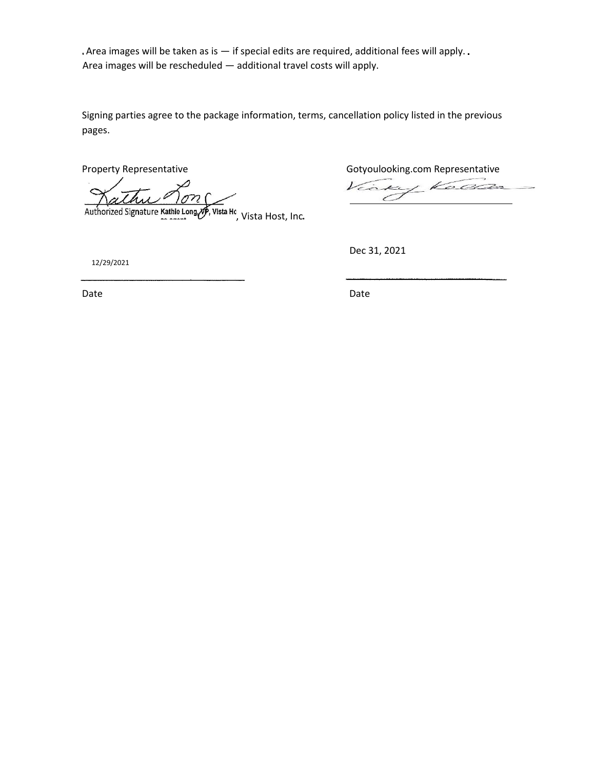. Area images will be taken as is — if special edits are required, additional fees will apply. .
Area images will be rescheduled — additional travel costs will apply.

Signing parties agree to the package information, terms, cancellation policy listed in the previous pages.

Property Representative

Kathie Long

Authorized Signature Kathie Long, VP, Vista Host, Inc.

12/29/2021

Date

Gotyoulooking.com Representative

Vicky Kellar

Dec 31, 2021

Date